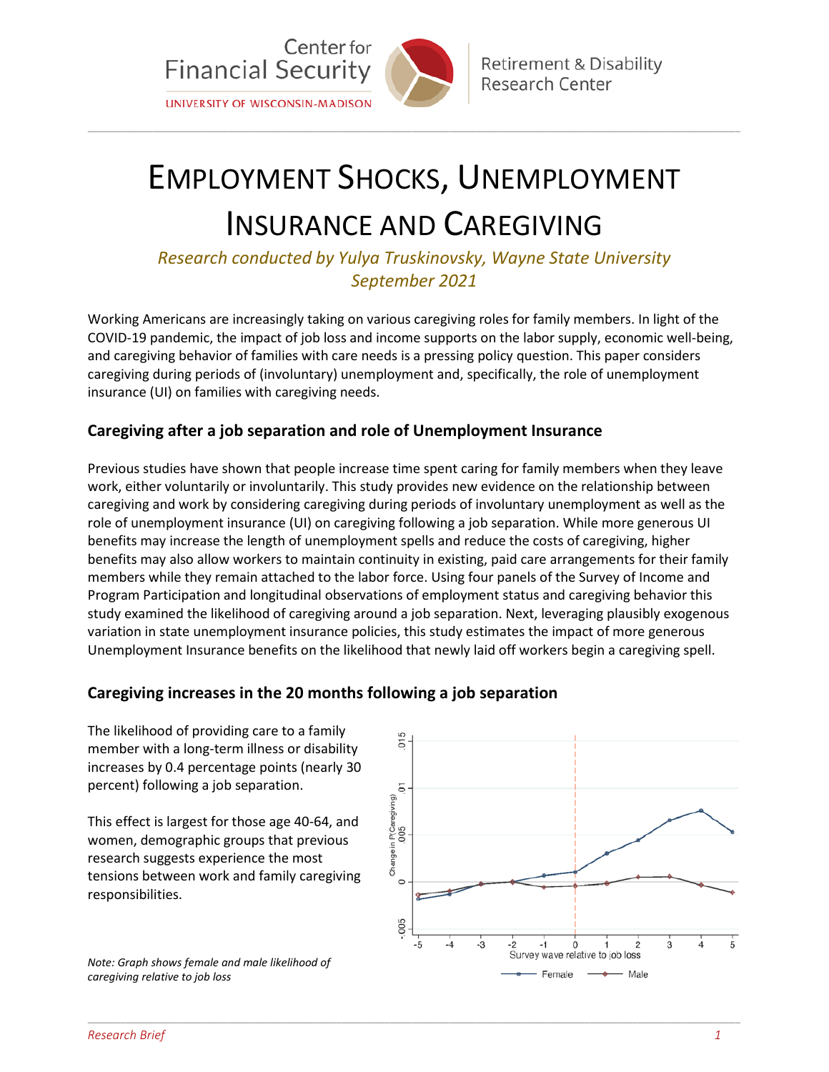# Employment Shocks, Unemployment Insurance and Caregiving

*Research conducted by Yulya Truskinovsky, Wayne State University*
*September 2021*

Working Americans are increasingly taking on various caregiving roles for family members. In light of the COVID-19 pandemic, the impact of job loss and income supports on the labor supply, economic well-being, and caregiving behavior of families with care needs is a pressing policy question. This paper considers caregiving during periods of (involuntary) unemployment and, specifically, the role of unemployment insurance (UI) on families with caregiving needs.

## Caregiving after a job separation and role of Unemployment Insurance

Previous studies have shown that people increase time spent caring for family members when they leave work, either voluntarily or involuntarily. This study provides new evidence on the relationship between caregiving and work by considering caregiving during periods of involuntary unemployment as well as the role of unemployment insurance (UI) on caregiving following a job separation. While more generous UI benefits may increase the length of unemployment spells and reduce the costs of caregiving, higher benefits may also allow workers to maintain continuity in existing, paid care arrangements for their family members while they remain attached to the labor force. Using four panels of the Survey of Income and Program Participation and longitudinal observations of employment status and caregiving behavior this study examined the likelihood of caregiving around a job separation. Next, leveraging plausibly exogenous variation in state unemployment insurance policies, this study estimates the impact of more generous Unemployment Insurance benefits on the likelihood that newly laid off workers begin a caregiving spell.

## Caregiving increases in the 20 months following a job separation

The likelihood of providing care to a family member with a long-term illness or disability increases by 0.4 percentage points (nearly 30 percent) following a job separation.

This effect is largest for those age 40-64, and women, demographic groups that previous research suggests experience the most tensions between work and family caregiving responsibilities.

*Note: Graph shows female and male likelihood of caregiving relative to job loss*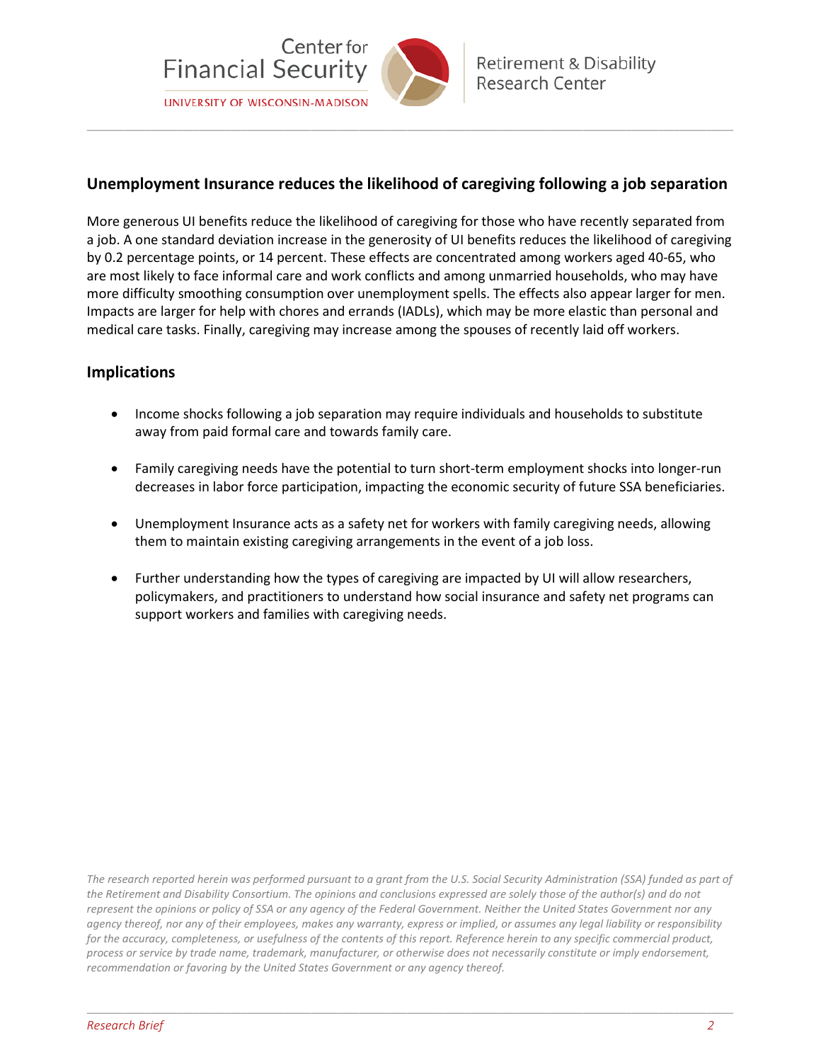## Unemployment Insurance reduces the likelihood of caregiving following a job separation

More generous UI benefits reduce the likelihood of caregiving for those who have recently separated from a job. A one standard deviation increase in the generosity of UI benefits reduces the likelihood of caregiving by 0.2 percentage points, or 14 percent. These effects are concentrated among workers aged 40-65, who are most likely to face informal care and work conflicts and among unmarried households, who may have more difficulty smoothing consumption over unemployment spells. The effects also appear larger for men. Impacts are larger for help with chores and errands (IADLs), which may be more elastic than personal and medical care tasks. Finally, caregiving may increase among the spouses of recently laid off workers.

## Implications

- Income shocks following a job separation may require individuals and households to substitute away from paid formal care and towards family care.
- Family caregiving needs have the potential to turn short-term employment shocks into longer-run decreases in labor force participation, impacting the economic security of future SSA beneficiaries.
- Unemployment Insurance acts as a safety net for workers with family caregiving needs, allowing them to maintain existing caregiving arrangements in the event of a job loss.
- Further understanding how the types of caregiving are impacted by UI will allow researchers, policymakers, and practitioners to understand how social insurance and safety net programs can support workers and families with caregiving needs.

*The research reported herein was performed pursuant to a grant from the U.S. Social Security Administration (SSA) funded as part of the Retirement and Disability Consortium. The opinions and conclusions expressed are solely those of the author(s) and do not represent the opinions or policy of SSA or any agency of the Federal Government. Neither the United States Government nor any agency thereof, nor any of their employees, makes any warranty, express or implied, or assumes any legal liability or responsibility for the accuracy, completeness, or usefulness of the contents of this report. Reference herein to any specific commercial product, process or service by trade name, trademark, manufacturer, or otherwise does not necessarily constitute or imply endorsement, recommendation or favoring by the United States Government or any agency thereof.*